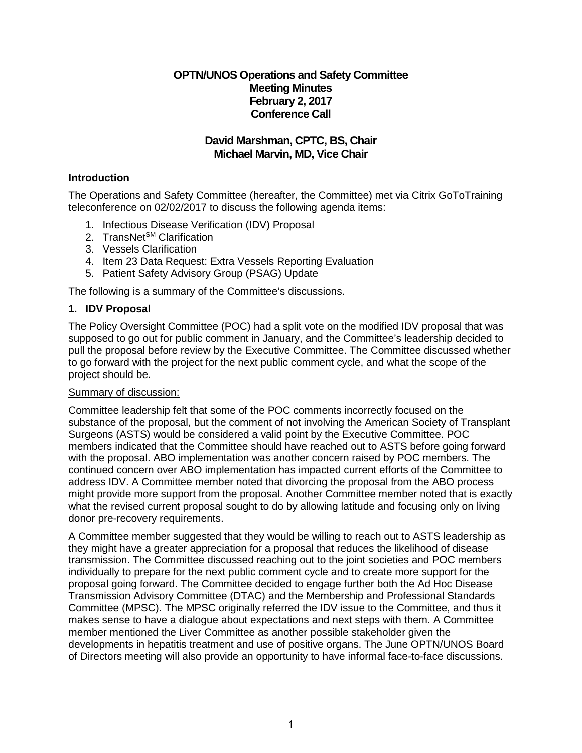# OPTN/UNOS Operations and Safety Committee
## Meeting Minutes
## February 2, 2017
## Conference Call

## David Marshman, CPTC, BS, Chair
## Michael Marvin, MD, Vice Chair

### Introduction

The Operations and Safety Committee (hereafter, the Committee) met via Citrix GoToTraining teleconference on 02/02/2017 to discuss the following agenda items:

1. Infectious Disease Verification (IDV) Proposal
2. TransNet[SM] Clarification
3. Vessels Clarification
4. Item 23 Data Request: Extra Vessels Reporting Evaluation
5. Patient Safety Advisory Group (PSAG) Update

The following is a summary of the Committee's discussions.

### 1. IDV Proposal

The Policy Oversight Committee (POC) had a split vote on the modified IDV proposal that was supposed to go out for public comment in January, and the Committee's leadership decided to pull the proposal before review by the Executive Committee. The Committee discussed whether to go forward with the project for the next public comment cycle, and what the scope of the project should be.

Summary of discussion:

Committee leadership felt that some of the POC comments incorrectly focused on the substance of the proposal, but the comment of not involving the American Society of Transplant Surgeons (ASTS) would be considered a valid point by the Executive Committee. POC members indicated that the Committee should have reached out to ASTS before going forward with the proposal. ABO implementation was another concern raised by POC members. The continued concern over ABO implementation has impacted current efforts of the Committee to address IDV. A Committee member noted that divorcing the proposal from the ABO process might provide more support from the proposal. Another Committee member noted that is exactly what the revised current proposal sought to do by allowing latitude and focusing only on living donor pre-recovery requirements.

A Committee member suggested that they would be willing to reach out to ASTS leadership as they might have a greater appreciation for a proposal that reduces the likelihood of disease transmission. The Committee discussed reaching out to the joint societies and POC members individually to prepare for the next public comment cycle and to create more support for the proposal going forward. The Committee decided to engage further both the Ad Hoc Disease Transmission Advisory Committee (DTAC) and the Membership and Professional Standards Committee (MPSC). The MPSC originally referred the IDV issue to the Committee, and thus it makes sense to have a dialogue about expectations and next steps with them. A Committee member mentioned the Liver Committee as another possible stakeholder given the developments in hepatitis treatment and use of positive organs. The June OPTN/UNOS Board of Directors meeting will also provide an opportunity to have informal face-to-face discussions.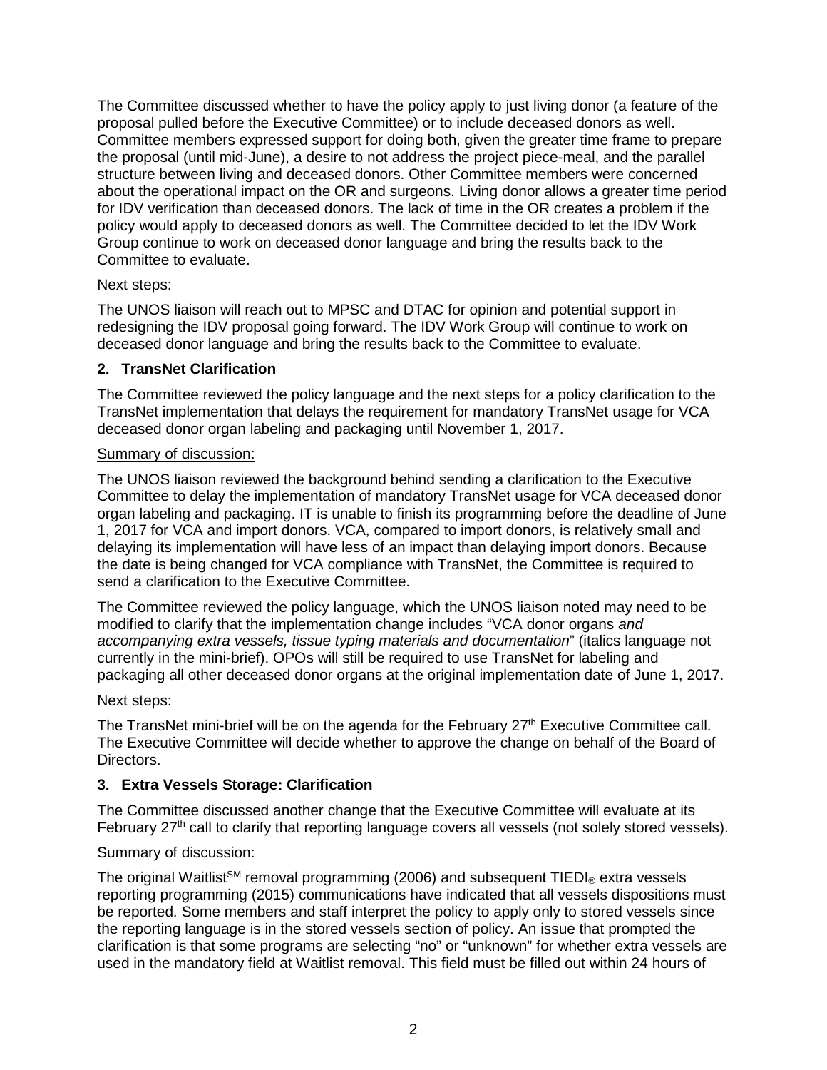The Committee discussed whether to have the policy apply to just living donor (a feature of the proposal pulled before the Executive Committee) or to include deceased donors as well. Committee members expressed support for doing both, given the greater time frame to prepare the proposal (until mid-June), a desire to not address the project piece-meal, and the parallel structure between living and deceased donors. Other Committee members were concerned about the operational impact on the OR and surgeons. Living donor allows a greater time period for IDV verification than deceased donors. The lack of time in the OR creates a problem if the policy would apply to deceased donors as well. The Committee decided to let the IDV Work Group continue to work on deceased donor language and bring the results back to the Committee to evaluate.

Next steps:

The UNOS liaison will reach out to MPSC and DTAC for opinion and potential support in redesigning the IDV proposal going forward. The IDV Work Group will continue to work on deceased donor language and bring the results back to the Committee to evaluate.

## 2. TransNet Clarification

The Committee reviewed the policy language and the next steps for a policy clarification to the TransNet implementation that delays the requirement for mandatory TransNet usage for VCA deceased donor organ labeling and packaging until November 1, 2017.

Summary of discussion:

The UNOS liaison reviewed the background behind sending a clarification to the Executive Committee to delay the implementation of mandatory TransNet usage for VCA deceased donor organ labeling and packaging. IT is unable to finish its programming before the deadline of June 1, 2017 for VCA and import donors. VCA, compared to import donors, is relatively small and delaying its implementation will have less of an impact than delaying import donors. Because the date is being changed for VCA compliance with TransNet, the Committee is required to send a clarification to the Executive Committee.

The Committee reviewed the policy language, which the UNOS liaison noted may need to be modified to clarify that the implementation change includes "VCA donor organs *and accompanying extra vessels, tissue typing materials and documentation*" (italics language not currently in the mini-brief). OPOs will still be required to use TransNet for labeling and packaging all other deceased donor organs at the original implementation date of June 1, 2017.

Next steps:

The TransNet mini-brief will be on the agenda for the February 27th Executive Committee call. The Executive Committee will decide whether to approve the change on behalf of the Board of Directors.

## 3. Extra Vessels Storage: Clarification

The Committee discussed another change that the Executive Committee will evaluate at its February 27th call to clarify that reporting language covers all vessels (not solely stored vessels).

Summary of discussion:

The original Waitlist℠ removal programming (2006) and subsequent TIEDI® extra vessels reporting programming (2015) communications have indicated that all vessels dispositions must be reported. Some members and staff interpret the policy to apply only to stored vessels since the reporting language is in the stored vessels section of policy. An issue that prompted the clarification is that some programs are selecting "no" or "unknown" for whether extra vessels are used in the mandatory field at Waitlist removal. This field must be filled out within 24 hours of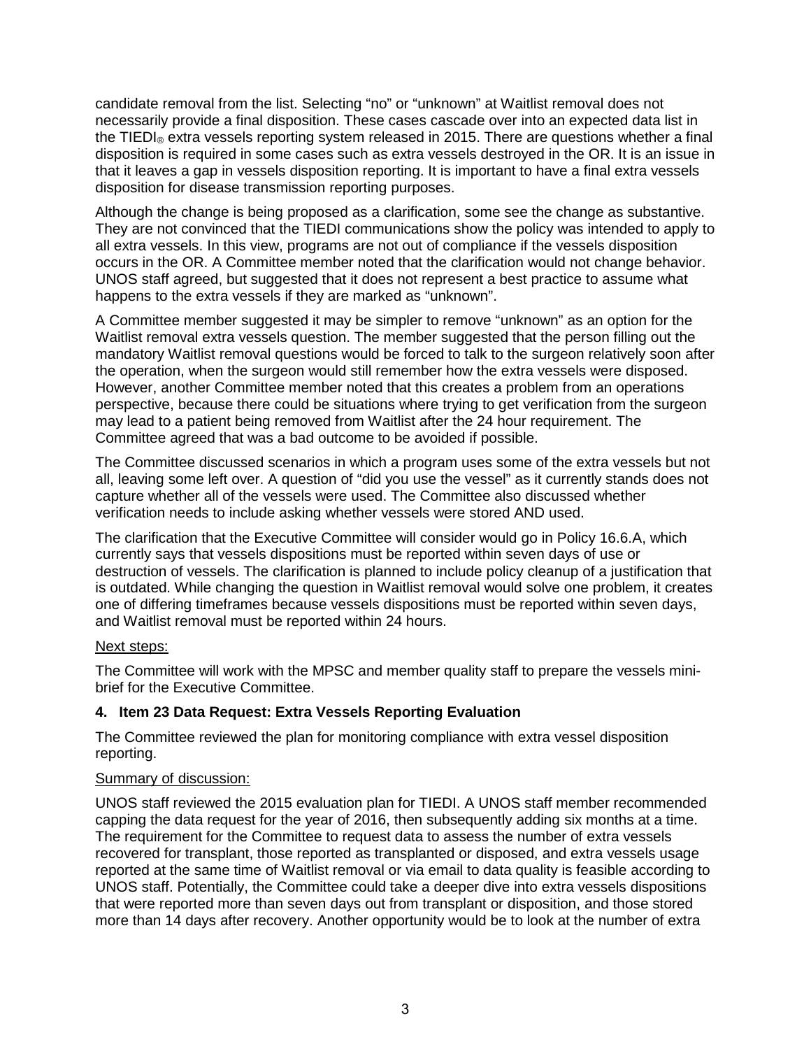candidate removal from the list. Selecting "no" or "unknown" at Waitlist removal does not necessarily provide a final disposition. These cases cascade over into an expected data list in the TIEDI® extra vessels reporting system released in 2015. There are questions whether a final disposition is required in some cases such as extra vessels destroyed in the OR. It is an issue in that it leaves a gap in vessels disposition reporting. It is important to have a final extra vessels disposition for disease transmission reporting purposes.

Although the change is being proposed as a clarification, some see the change as substantive. They are not convinced that the TIEDI communications show the policy was intended to apply to all extra vessels. In this view, programs are not out of compliance if the vessels disposition occurs in the OR. A Committee member noted that the clarification would not change behavior. UNOS staff agreed, but suggested that it does not represent a best practice to assume what happens to the extra vessels if they are marked as "unknown".

A Committee member suggested it may be simpler to remove "unknown" as an option for the Waitlist removal extra vessels question. The member suggested that the person filling out the mandatory Waitlist removal questions would be forced to talk to the surgeon relatively soon after the operation, when the surgeon would still remember how the extra vessels were disposed. However, another Committee member noted that this creates a problem from an operations perspective, because there could be situations where trying to get verification from the surgeon may lead to a patient being removed from Waitlist after the 24 hour requirement. The Committee agreed that was a bad outcome to be avoided if possible.

The Committee discussed scenarios in which a program uses some of the extra vessels but not all, leaving some left over. A question of "did you use the vessel" as it currently stands does not capture whether all of the vessels were used. The Committee also discussed whether verification needs to include asking whether vessels were stored AND used.

The clarification that the Executive Committee will consider would go in Policy 16.6.A, which currently says that vessels dispositions must be reported within seven days of use or destruction of vessels. The clarification is planned to include policy cleanup of a justification that is outdated. While changing the question in Waitlist removal would solve one problem, it creates one of differing timeframes because vessels dispositions must be reported within seven days, and Waitlist removal must be reported within 24 hours.

Next steps:

The Committee will work with the MPSC and member quality staff to prepare the vessels mini-brief for the Executive Committee.

**4. Item 23 Data Request: Extra Vessels Reporting Evaluation**

The Committee reviewed the plan for monitoring compliance with extra vessel disposition reporting.

Summary of discussion:

UNOS staff reviewed the 2015 evaluation plan for TIEDI. A UNOS staff member recommended capping the data request for the year of 2016, then subsequently adding six months at a time. The requirement for the Committee to request data to assess the number of extra vessels recovered for transplant, those reported as transplanted or disposed, and extra vessels usage reported at the same time of Waitlist removal or via email to data quality is feasible according to UNOS staff. Potentially, the Committee could take a deeper dive into extra vessels dispositions that were reported more than seven days out from transplant or disposition, and those stored more than 14 days after recovery. Another opportunity would be to look at the number of extra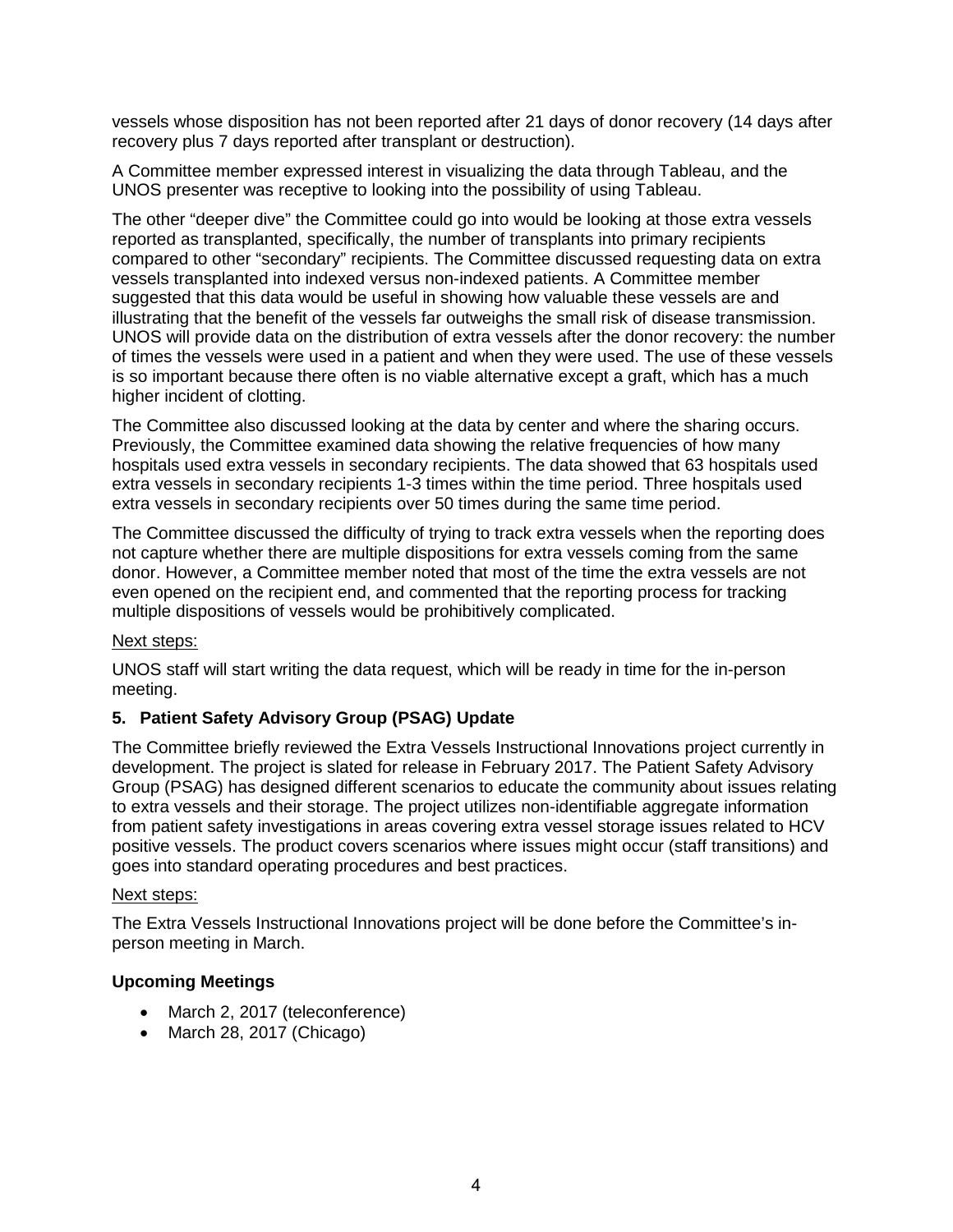vessels whose disposition has not been reported after 21 days of donor recovery (14 days after recovery plus 7 days reported after transplant or destruction).

A Committee member expressed interest in visualizing the data through Tableau, and the UNOS presenter was receptive to looking into the possibility of using Tableau.

The other "deeper dive" the Committee could go into would be looking at those extra vessels reported as transplanted, specifically, the number of transplants into primary recipients compared to other "secondary" recipients. The Committee discussed requesting data on extra vessels transplanted into indexed versus non-indexed patients. A Committee member suggested that this data would be useful in showing how valuable these vessels are and illustrating that the benefit of the vessels far outweighs the small risk of disease transmission. UNOS will provide data on the distribution of extra vessels after the donor recovery: the number of times the vessels were used in a patient and when they were used. The use of these vessels is so important because there often is no viable alternative except a graft, which has a much higher incident of clotting.

The Committee also discussed looking at the data by center and where the sharing occurs. Previously, the Committee examined data showing the relative frequencies of how many hospitals used extra vessels in secondary recipients. The data showed that 63 hospitals used extra vessels in secondary recipients 1-3 times within the time period. Three hospitals used extra vessels in secondary recipients over 50 times during the same time period.

The Committee discussed the difficulty of trying to track extra vessels when the reporting does not capture whether there are multiple dispositions for extra vessels coming from the same donor. However, a Committee member noted that most of the time the extra vessels are not even opened on the recipient end, and commented that the reporting process for tracking multiple dispositions of vessels would be prohibitively complicated.

Next steps:

UNOS staff will start writing the data request, which will be ready in time for the in-person meeting.

### 5. Patient Safety Advisory Group (PSAG) Update

The Committee briefly reviewed the Extra Vessels Instructional Innovations project currently in development. The project is slated for release in February 2017. The Patient Safety Advisory Group (PSAG) has designed different scenarios to educate the community about issues relating to extra vessels and their storage. The project utilizes non-identifiable aggregate information from patient safety investigations in areas covering extra vessel storage issues related to HCV positive vessels. The product covers scenarios where issues might occur (staff transitions) and goes into standard operating procedures and best practices.

Next steps:

The Extra Vessels Instructional Innovations project will be done before the Committee's in-person meeting in March.

### Upcoming Meetings

- March 2, 2017 (teleconference)
- March 28, 2017 (Chicago)